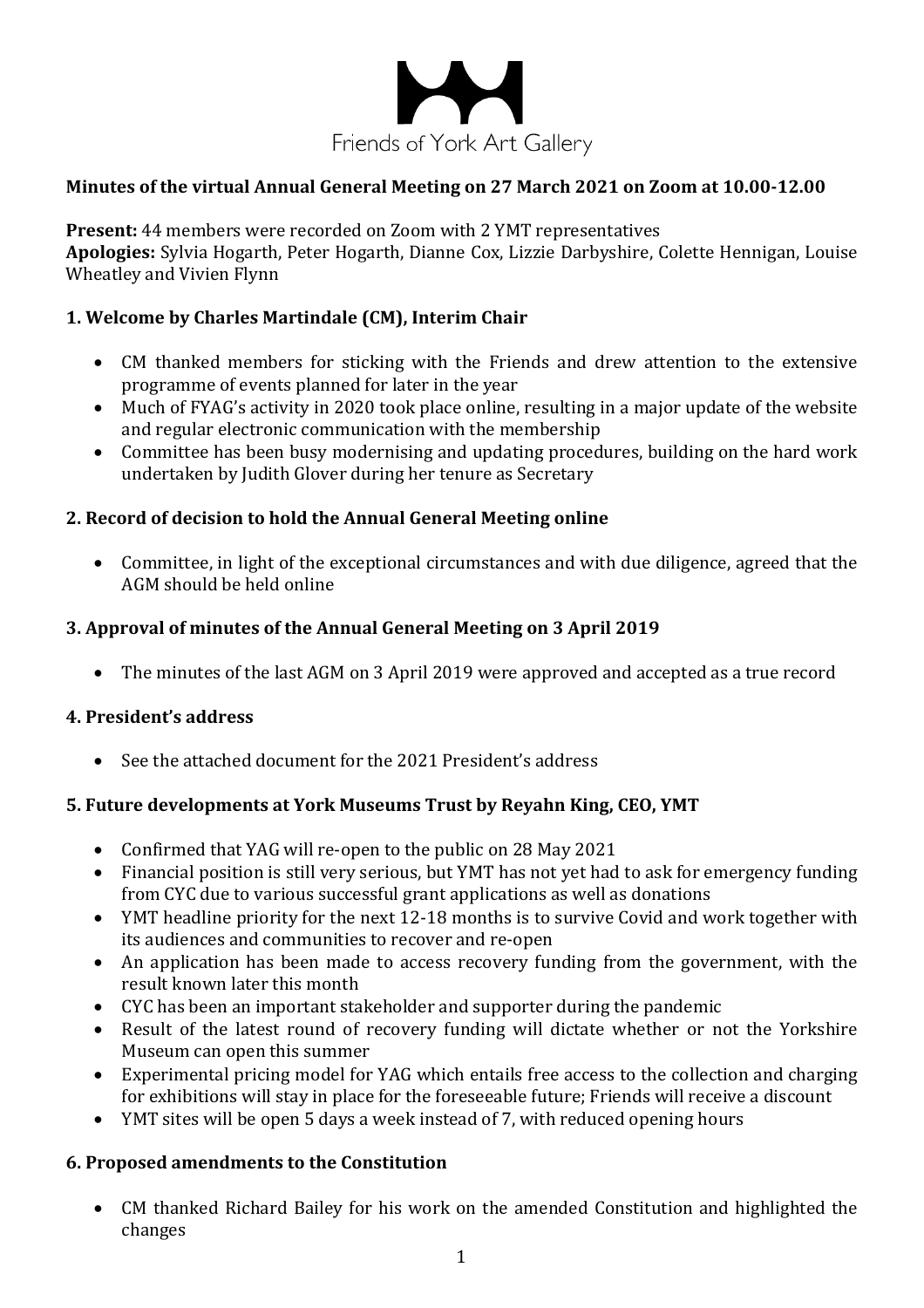Friends of York Art Gallery

**Minutes of the virtual Annual General Meeting on 27 March 2021 on Zoom at 10.00-12.00**

**Present:** 44 members were recorded on Zoom with 2 YMT representatives
**Apologies:** Sylvia Hogarth, Peter Hogarth, Dianne Cox, Lizzie Darbyshire, Colette Hennigan, Louise Wheatley and Vivien Flynn

## 1. Welcome by Charles Martindale (CM), Interim Chair

- CM thanked members for sticking with the Friends and drew attention to the extensive programme of events planned for later in the year
- Much of FYAG's activity in 2020 took place online, resulting in a major update of the website and regular electronic communication with the membership
- Committee has been busy modernising and updating procedures, building on the hard work undertaken by Judith Glover during her tenure as Secretary

## 2. Record of decision to hold the Annual General Meeting online

- Committee, in light of the exceptional circumstances and with due diligence, agreed that the AGM should be held online

## 3. Approval of minutes of the Annual General Meeting on 3 April 2019

- The minutes of the last AGM on 3 April 2019 were approved and accepted as a true record

## 4. President's address

- See the attached document for the 2021 President's address

## 5. Future developments at York Museums Trust by Reyahn King, CEO, YMT

- Confirmed that YAG will re-open to the public on 28 May 2021
- Financial position is still very serious, but YMT has not yet had to ask for emergency funding from CYC due to various successful grant applications as well as donations
- YMT headline priority for the next 12-18 months is to survive Covid and work together with its audiences and communities to recover and re-open
- An application has been made to access recovery funding from the government, with the result known later this month
- CYC has been an important stakeholder and supporter during the pandemic
- Result of the latest round of recovery funding will dictate whether or not the Yorkshire Museum can open this summer
- Experimental pricing model for YAG which entails free access to the collection and charging for exhibitions will stay in place for the foreseeable future; Friends will receive a discount
- YMT sites will be open 5 days a week instead of 7, with reduced opening hours

## 6. Proposed amendments to the Constitution

- CM thanked Richard Bailey for his work on the amended Constitution and highlighted the changes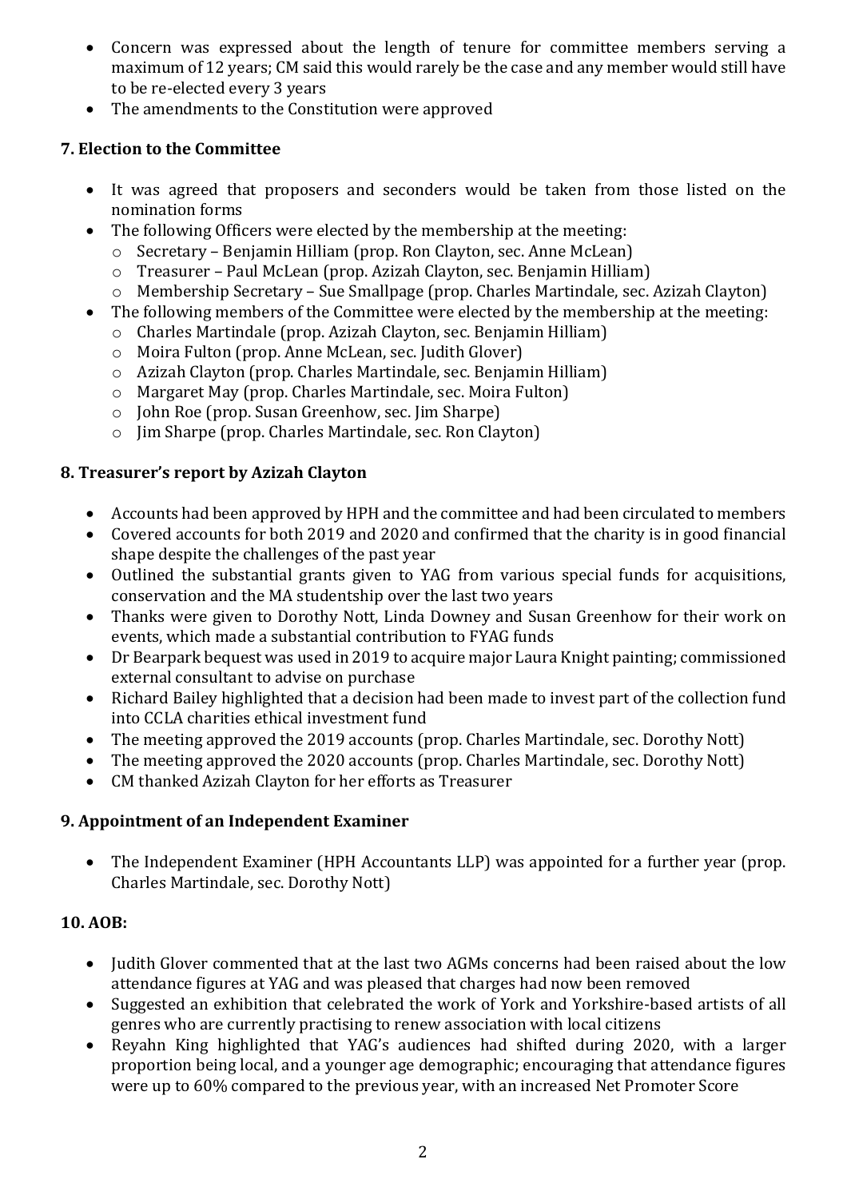- Concern was expressed about the length of tenure for committee members serving a maximum of 12 years; CM said this would rarely be the case and any member would still have to be re-elected every 3 years
- The amendments to the Constitution were approved

**7. Election to the Committee**

- It was agreed that proposers and seconders would be taken from those listed on the nomination forms
- The following Officers were elected by the membership at the meeting:
  - Secretary – Benjamin Hilliam (prop. Ron Clayton, sec. Anne McLean)
  - Treasurer – Paul McLean (prop. Azizah Clayton, sec. Benjamin Hilliam)
  - Membership Secretary – Sue Smallpage (prop. Charles Martindale, sec. Azizah Clayton)
- The following members of the Committee were elected by the membership at the meeting:
  - Charles Martindale (prop. Azizah Clayton, sec. Benjamin Hilliam)
  - Moira Fulton (prop. Anne McLean, sec. Judith Glover)
  - Azizah Clayton (prop. Charles Martindale, sec. Benjamin Hilliam)
  - Margaret May (prop. Charles Martindale, sec. Moira Fulton)
  - John Roe (prop. Susan Greenhow, sec. Jim Sharpe)
  - Jim Sharpe (prop. Charles Martindale, sec. Ron Clayton)

**8. Treasurer's report by Azizah Clayton**

- Accounts had been approved by HPH and the committee and had been circulated to members
- Covered accounts for both 2019 and 2020 and confirmed that the charity is in good financial shape despite the challenges of the past year
- Outlined the substantial grants given to YAG from various special funds for acquisitions, conservation and the MA studentship over the last two years
- Thanks were given to Dorothy Nott, Linda Downey and Susan Greenhow for their work on events, which made a substantial contribution to FYAG funds
- Dr Bearpark bequest was used in 2019 to acquire major Laura Knight painting; commissioned external consultant to advise on purchase
- Richard Bailey highlighted that a decision had been made to invest part of the collection fund into CCLA charities ethical investment fund
- The meeting approved the 2019 accounts (prop. Charles Martindale, sec. Dorothy Nott)
- The meeting approved the 2020 accounts (prop. Charles Martindale, sec. Dorothy Nott)
- CM thanked Azizah Clayton for her efforts as Treasurer

**9. Appointment of an Independent Examiner**

- The Independent Examiner (HPH Accountants LLP) was appointed for a further year (prop. Charles Martindale, sec. Dorothy Nott)

**10. AOB:**

- Judith Glover commented that at the last two AGMs concerns had been raised about the low attendance figures at YAG and was pleased that charges had now been removed
- Suggested an exhibition that celebrated the work of York and Yorkshire-based artists of all genres who are currently practising to renew association with local citizens
- Reyahn King highlighted that YAG's audiences had shifted during 2020, with a larger proportion being local, and a younger age demographic; encouraging that attendance figures were up to 60% compared to the previous year, with an increased Net Promoter Score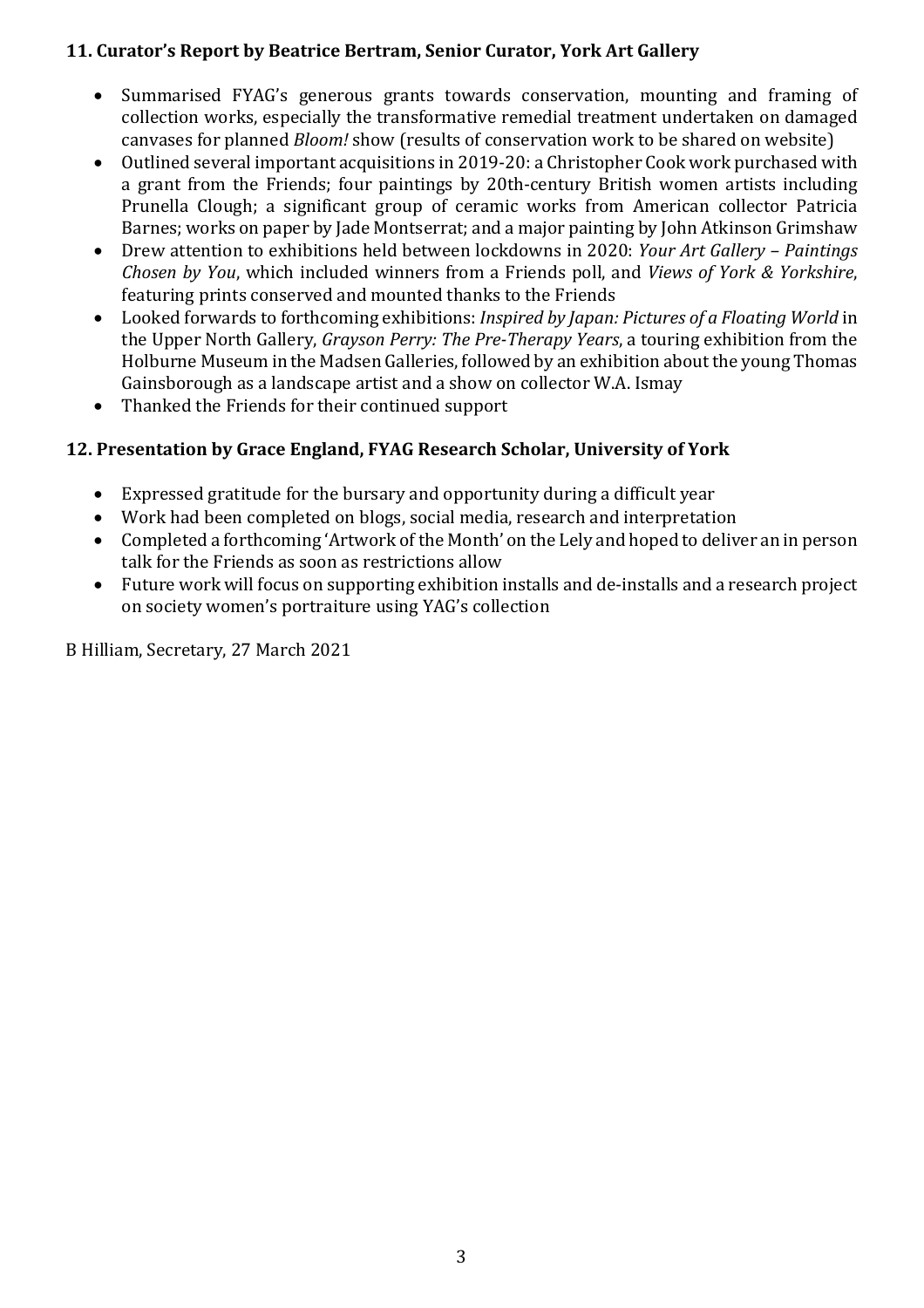### 11. Curator's Report by Beatrice Bertram, Senior Curator, York Art Gallery

- Summarised FYAG's generous grants towards conservation, mounting and framing of collection works, especially the transformative remedial treatment undertaken on damaged canvases for planned *Bloom!* show (results of conservation work to be shared on website)
- Outlined several important acquisitions in 2019-20: a Christopher Cook work purchased with a grant from the Friends; four paintings by 20th-century British women artists including Prunella Clough; a significant group of ceramic works from American collector Patricia Barnes; works on paper by Jade Montserrat; and a major painting by John Atkinson Grimshaw
- Drew attention to exhibitions held between lockdowns in 2020: *Your Art Gallery – Paintings Chosen by You*, which included winners from a Friends poll, and *Views of York & Yorkshire*, featuring prints conserved and mounted thanks to the Friends
- Looked forwards to forthcoming exhibitions: *Inspired by Japan: Pictures of a Floating World* in the Upper North Gallery, *Grayson Perry: The Pre-Therapy Years*, a touring exhibition from the Holburne Museum in the Madsen Galleries, followed by an exhibition about the young Thomas Gainsborough as a landscape artist and a show on collector W.A. Ismay
- Thanked the Friends for their continued support

### 12. Presentation by Grace England, FYAG Research Scholar, University of York

- Expressed gratitude for the bursary and opportunity during a difficult year
- Work had been completed on blogs, social media, research and interpretation
- Completed a forthcoming 'Artwork of the Month' on the Lely and hoped to deliver an in person talk for the Friends as soon as restrictions allow
- Future work will focus on supporting exhibition installs and de-installs and a research project on society women's portraiture using YAG's collection

B Hilliam, Secretary, 27 March 2021